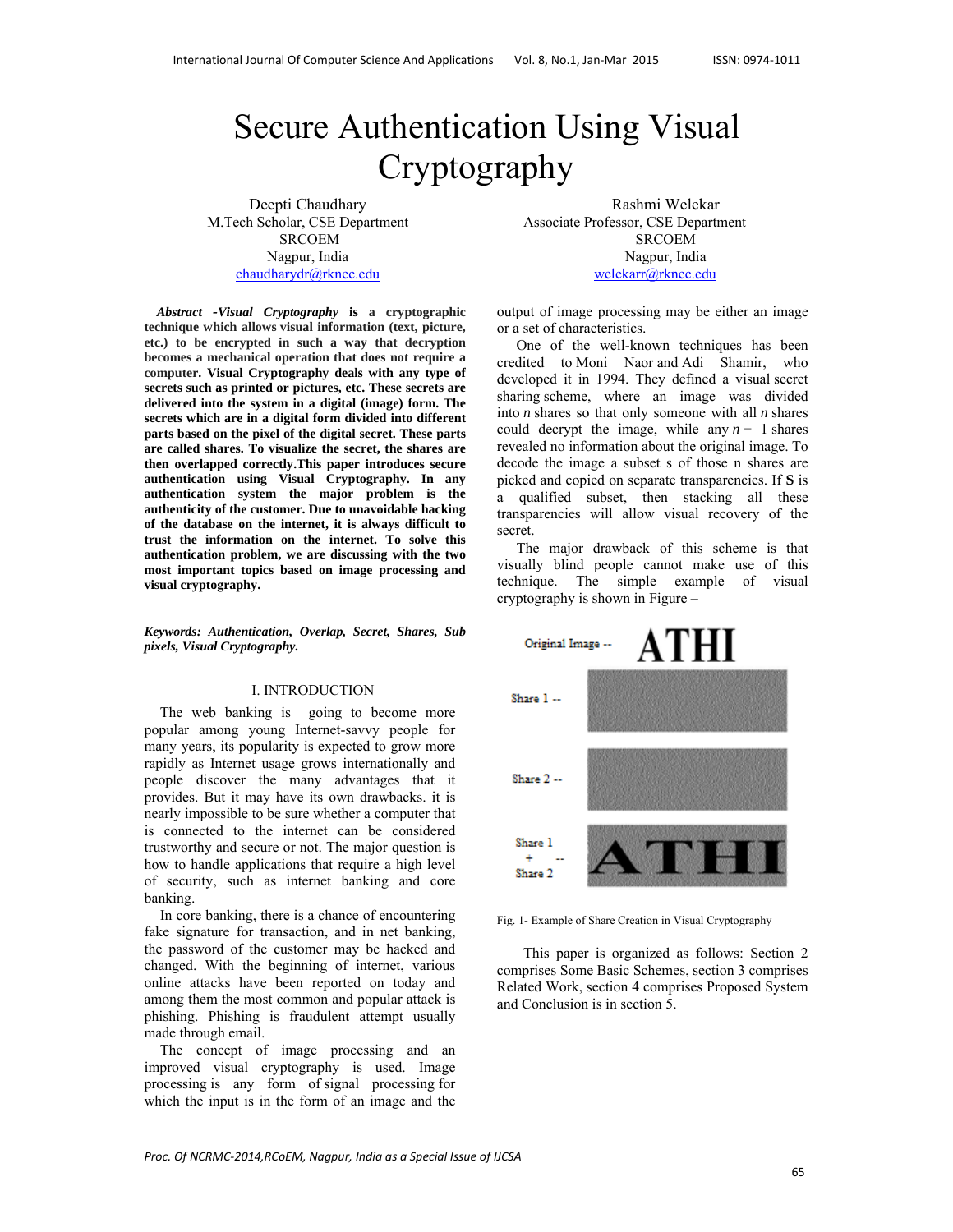# Secure Authentication Using Visual Cryptography

Deepti Chaudhary
M.Tech Scholar, CSE Department
SRCOEM
Nagpur, India
chaudharydr@rknec.edu

Rashmi Welekar
Associate Professor, CSE Department
SRCOEM
Nagpur, India
welekarr@rknec.edu

***Abstract -Visual Cryptography* is a cryptographic technique which allows visual information (text, picture, etc.) to be encrypted in such a way that decryption becomes a mechanical operation that does not require a computer. Visual Cryptography deals with any type of secrets such as printed or pictures, etc. These secrets are delivered into the system in a digital (image) form. The secrets which are in a digital form divided into different parts based on the pixel of the digital secret. These parts are called shares. To visualize the secret, the shares are then overlapped correctly.This paper introduces secure authentication using Visual Cryptography. In any authentication system the major problem is the authenticity of the customer. Due to unavoidable hacking of the database on the internet, it is always difficult to trust the information on the internet. To solve this authentication problem, we are discussing with the two most important topics based on image processing and visual cryptography.**

***Keywords: Authentication, Overlap, Secret, Shares, Sub pixels, Visual Cryptography.***

## I. INTRODUCTION

The web banking is going to become more popular among young Internet-savvy people for many years, its popularity is expected to grow more rapidly as Internet usage grows internationally and people discover the many advantages that it provides. But it may have its own drawbacks. it is nearly impossible to be sure whether a computer that is connected to the internet can be considered trustworthy and secure or not. The major question is how to handle applications that require a high level of security, such as internet banking and core banking.

In core banking, there is a chance of encountering fake signature for transaction, and in net banking, the password of the customer may be hacked and changed. With the beginning of internet, various online attacks have been reported on today and among them the most common and popular attack is phishing. Phishing is fraudulent attempt usually made through email.

The concept of image processing and an improved visual cryptography is used. Image processing is any form of signal processing for which the input is in the form of an image and the output of image processing may be either an image or a set of characteristics.

One of the well-known techniques has been credited to Moni Naor and Adi Shamir, who developed it in 1994. They defined a visual secret sharing scheme, where an image was divided into $n$ shares so that only someone with all $n$ shares could decrypt the image, while any $n - 1$ shares revealed no information about the original image. To decode the image a subset s of those n shares are picked and copied on separate transparencies. If **S** is a qualified subset, then stacking all these transparencies will allow visual recovery of the secret.

The major drawback of this scheme is that visually blind people cannot make use of this technique. The simple example of visual cryptography is shown in Figure –

Original Image -- ATHI

Share 1 --

Share 2 --

Share 1 + Share 2 -- ATHI

Fig. 1- Example of Share Creation in Visual Cryptography

This paper is organized as follows: Section 2 comprises Some Basic Schemes, section 3 comprises Related Work, section 4 comprises Proposed System and Conclusion is in section 5.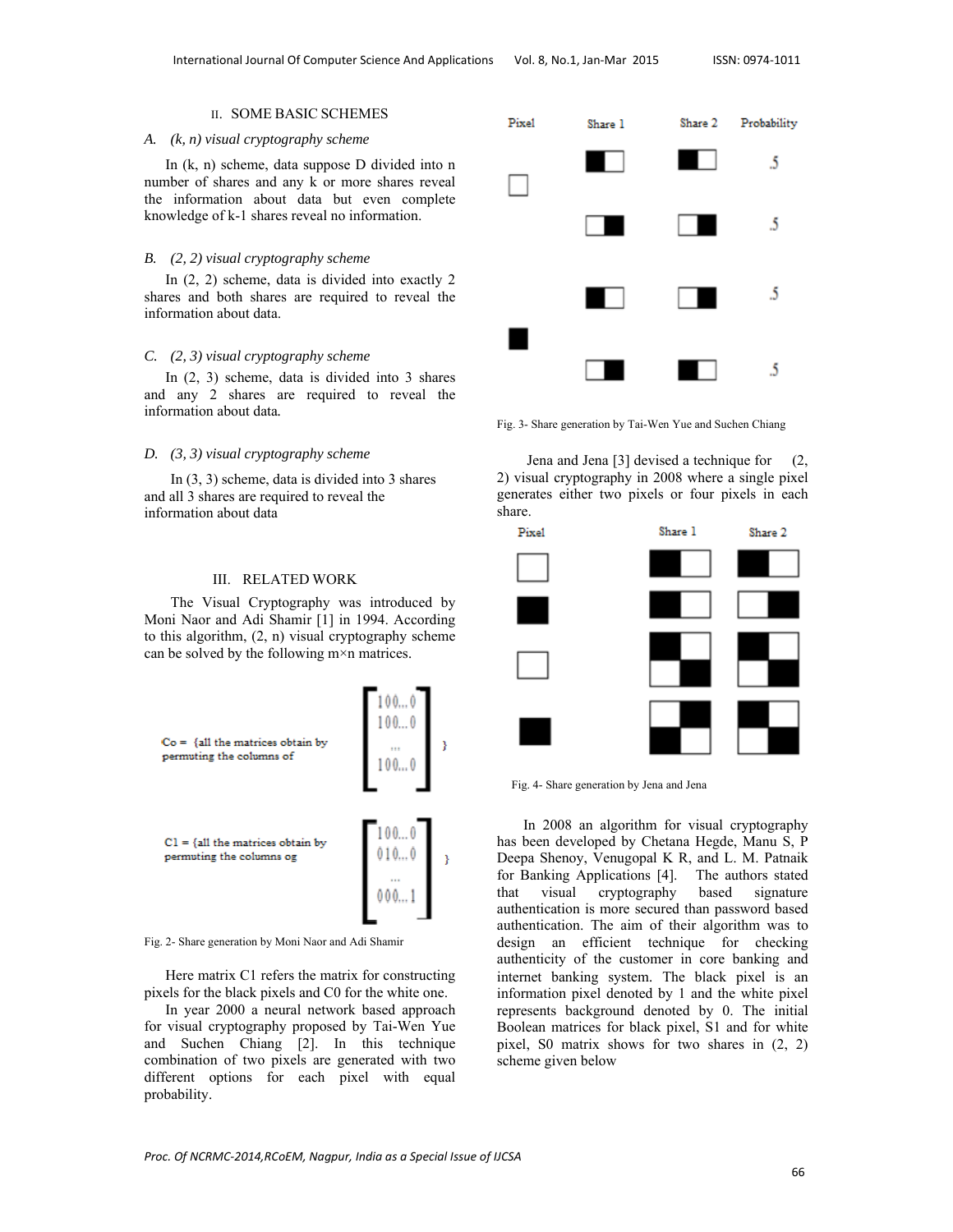## II. SOME BASIC SCHEMES

### A. (k, n) visual cryptography scheme

In (k, n) scheme, data suppose D divided into n number of shares and any k or more shares reveal the information about data but even complete knowledge of k-1 shares reveal no information.

### B. (2, 2) visual cryptography scheme

In (2, 2) scheme, data is divided into exactly 2 shares and both shares are required to reveal the information about data.

### C. (2, 3) visual cryptography scheme

In (2, 3) scheme, data is divided into 3 shares and any 2 shares are required to reveal the information about data.

### D. (3, 3) visual cryptography scheme

In (3, 3) scheme, data is divided into 3 shares and all 3 shares are required to reveal the information about data

## III. RELATED WORK

The Visual Cryptography was introduced by Moni Naor and Adi Shamir [1] in 1994. According to this algorithm, (2, n) visual cryptography scheme can be solved by the following m×n matrices.

$$C_0 = \{\text{all the matrices obtain by permuting the columns of } \begin{bmatrix} 100...0 \\ 100...0 \\ ... \\ 100...0 \end{bmatrix} \}$$

$$C_1 = \{\text{all the matrices obtain by permuting the columns og } \begin{bmatrix} 100...0 \\ 010...0 \\ ... \\ 000...1 \end{bmatrix} \}$$

Fig. 2- Share generation by Moni Naor and Adi Shamir

Here matrix C1 refers the matrix for constructing pixels for the black pixels and C0 for the white one.

In year 2000 a neural network based approach for visual cryptography proposed by Tai-Wen Yue and Suchen Chiang [2]. In this technique combination of two pixels are generated with two different options for each pixel with equal probability.

| Pixel | Share 1 | Share 2 | Probability |
|---|---|---|---|
| | | | .5 |
| | | | .5 |
| | | | .5 |
| | | | .5 |

Fig. 3- Share generation by Tai-Wen Yue and Suchen Chiang

Jena and Jena [3] devised a technique for (2, 2) visual cryptography in 2008 where a single pixel generates either two pixels or four pixels in each share.

| Pixel | Share 1 | Share 2 |
|---|---|---|

Fig. 4- Share generation by Jena and Jena

In 2008 an algorithm for visual cryptography has been developed by Chetana Hegde, Manu S, P Deepa Shenoy, Venugopal K R, and L. M. Patnaik for Banking Applications [4]. The authors stated that visual cryptography based signature authentication is more secured than password based authentication. The aim of their algorithm was to design an efficient technique for checking authenticity of the customer in core banking and internet banking system. The black pixel is an information pixel denoted by 1 and the white pixel represents background denoted by 0. The initial Boolean matrices for black pixel, S1 and for white pixel, S0 matrix shows for two shares in (2, 2) scheme given below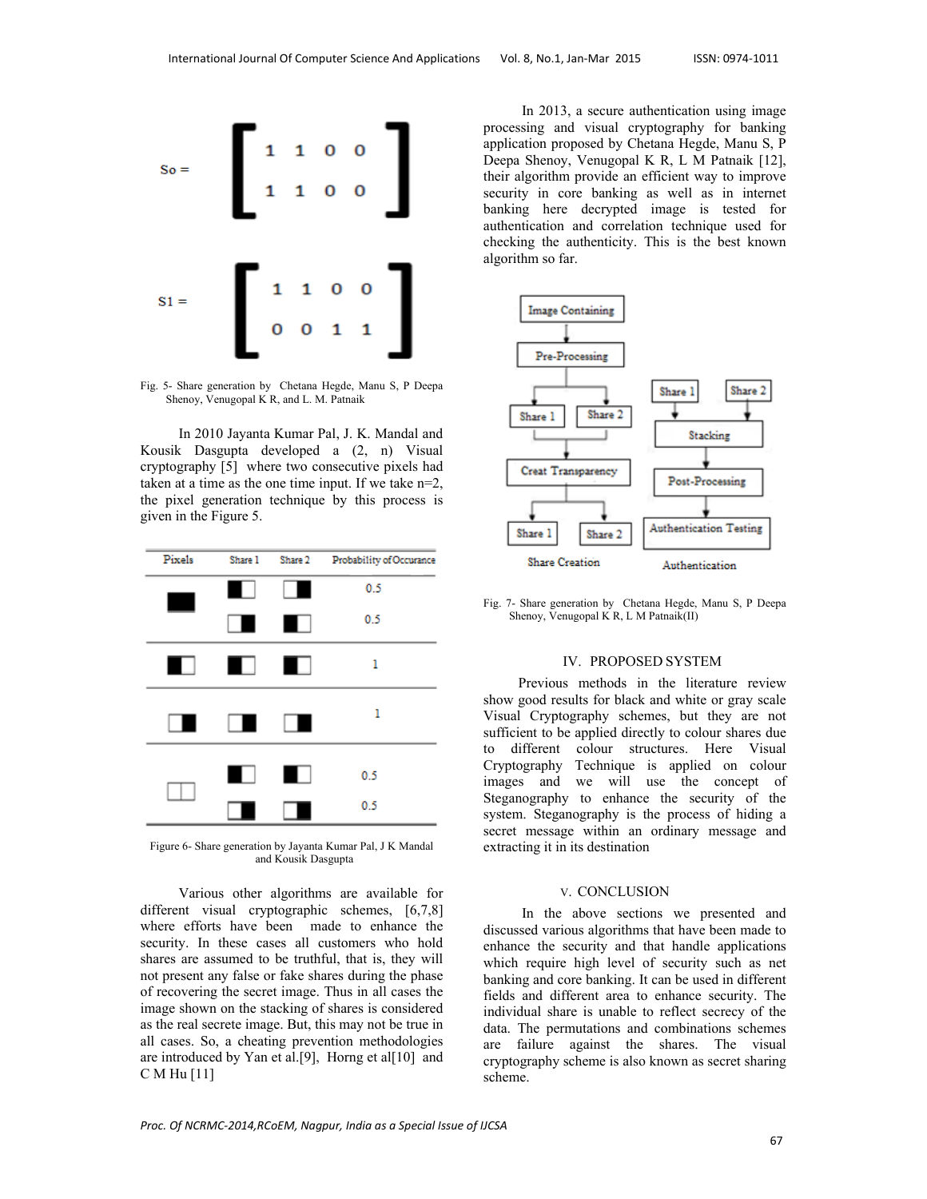$$S_0 = \begin{bmatrix} 1 & 1 & 0 & 0 \\ 1 & 1 & 0 & 0 \end{bmatrix}$$

$$S_1 = \begin{bmatrix} 1 & 1 & 0 & 0 \\ 0 & 0 & 1 & 1 \end{bmatrix}$$

Fig. 5- Share generation by Chetana Hegde, Manu S, P Deepa Shenoy, Venugopal K R, and L. M. Patnaik

In 2010 Jayanta Kumar Pal, J. K. Mandal and Kousik Dasgupta developed a (2, n) Visual cryptography [5] where two consecutive pixels had taken at a time as the one time input. If we take n=2, the pixel generation technique by this process is given in the Figure 5.

| Pixels | Share 1 | Share 2 | Probability of Occurance |
|---|---|---|---|
| ■■ | ■□ | □■ | 0.5 |
| | □■ | ■□ | 0.5 |
| ■□ | ■□ | ■□ | 1 |
| □■ | □■ | □■ | 1 |
| □□ | ■□ | ■□ | 0.5 |
| | □■ | □■ | 0.5 |

Figure 6- Share generation by Jayanta Kumar Pal, J K Mandal and Kousik Dasgupta

Various other algorithms are available for different visual cryptographic schemes, [6,7,8] where efforts have been made to enhance the security. In these cases all customers who hold shares are assumed to be truthful, that is, they will not present any false or fake shares during the phase of recovering the secret image. Thus in all cases the image shown on the stacking of shares is considered as the real secrete image. But, this may not be true in all cases. So, a cheating prevention methodologies are introduced by Yan et al.[9], Horng et al[10] and C M Hu [11]

In 2013, a secure authentication using image processing and visual cryptography for banking application proposed by Chetana Hegde, Manu S, P Deepa Shenoy, Venugopal K R, L M Patnaik [12], their algorithm provide an efficient way to improve security in core banking as well as in internet banking here decrypted image is tested for authentication and correlation technique used for checking the authenticity. This is the best known algorithm so far.

Share Creation: Image Containing → Pre-Processing → Share 1, Share 2 → Creat Transparency → Share 1, Share 2

Authentication: Share 1, Share 2 → Stacking → Post-Processing → Authentication Testing

Fig. 7- Share generation by Chetana Hegde, Manu S, P Deepa Shenoy, Venugopal K R, L M Patnaik(II)

## IV. PROPOSED SYSTEM

Previous methods in the literature review show good results for black and white or gray scale Visual Cryptography schemes, but they are not sufficient to be applied directly to colour shares due to different colour structures. Here Visual Cryptography Technique is applied on colour images and we will use the concept of Steganography to enhance the security of the system. Steganography is the process of hiding a secret message within an ordinary message and extracting it in its destination

## V. CONCLUSION

In the above sections we presented and discussed various algorithms that have been made to enhance the security and that handle applications which require high level of security such as net banking and core banking. It can be used in different fields and different area to enhance security. The individual share is unable to reflect secrecy of the data. The permutations and combinations schemes are failure against the shares. The visual cryptography scheme is also known as secret sharing scheme.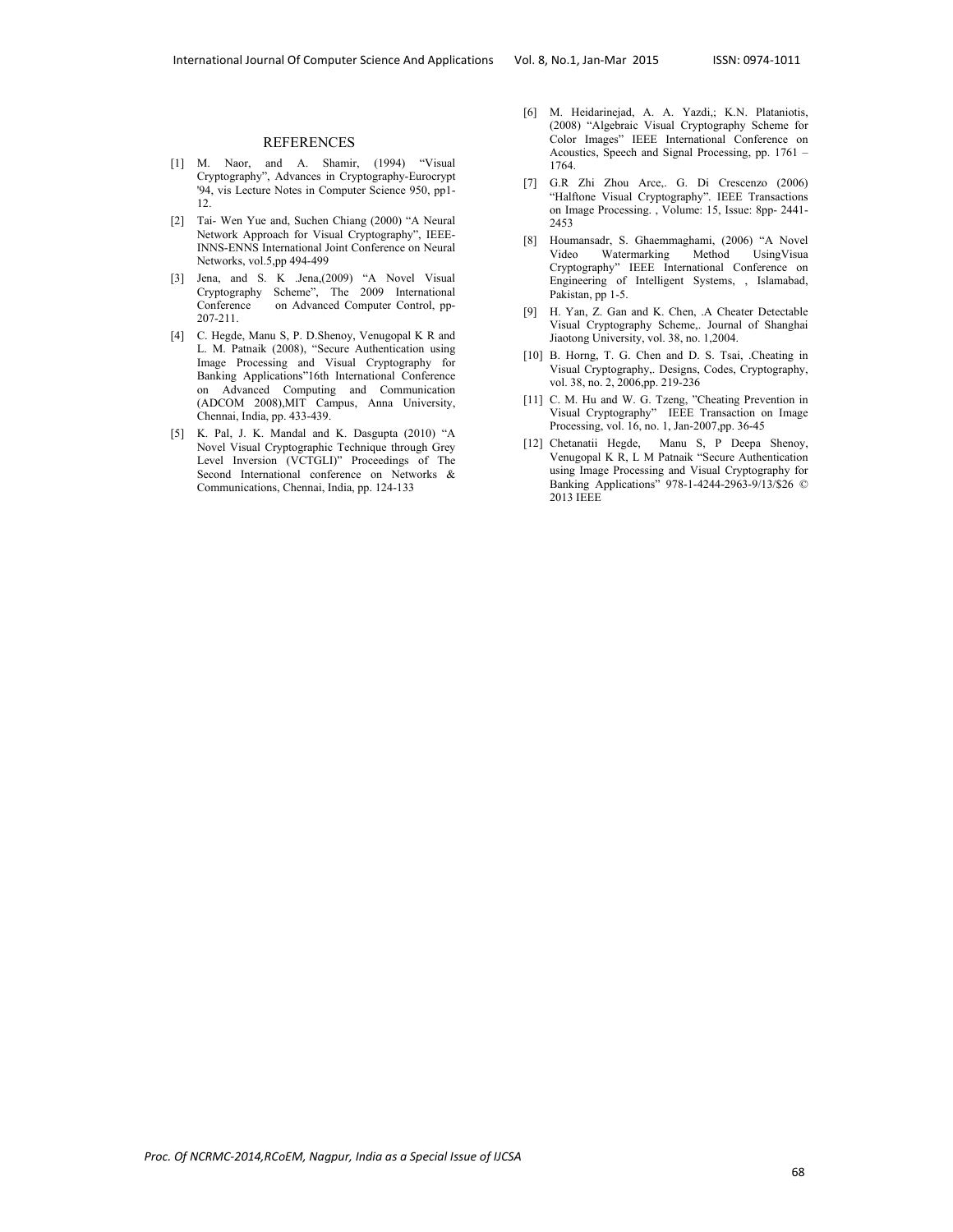## REFERENCES

[1] M. Naor, and A. Shamir, (1994) "Visual Cryptography", Advances in Cryptography-Eurocrypt '94, vis Lecture Notes in Computer Science 950, pp1-12.

[2] Tai- Wen Yue and, Suchen Chiang (2000) "A Neural Network Approach for Visual Cryptography", IEEE-INNS-ENNS International Joint Conference on Neural Networks, vol.5,pp 494-499

[3] Jena, and S. K .Jena,(2009) "A Novel Visual Cryptography Scheme", The 2009 International Conference on Advanced Computer Control, pp-207-211.

[4] C. Hegde, Manu S, P. D.Shenoy, Venugopal K R and L. M. Patnaik (2008), "Secure Authentication using Image Processing and Visual Cryptography for Banking Applications"16th International Conference on Advanced Computing and Communication (ADCOM 2008),MIT Campus, Anna University, Chennai, India, pp. 433-439.

[5] K. Pal, J. K. Mandal and K. Dasgupta (2010) "A Novel Visual Cryptographic Technique through Grey Level Inversion (VCTGLI)" Proceedings of The Second International conference on Networks & Communications, Chennai, India, pp. 124-133

[6] M. Heidarinejad, A. A. Yazdi,; K.N. Plataniotis, (2008) "Algebraic Visual Cryptography Scheme for Color Images" IEEE International Conference on Acoustics, Speech and Signal Processing, pp. 1761 – 1764.

[7] G.R Zhi Zhou Arce,. G. Di Crescenzo (2006) "Halftone Visual Cryptography". IEEE Transactions on Image Processing. , Volume: 15, Issue: 8pp- 2441-2453

[8] Houmansadr, S. Ghaemmaghami, (2006) "A Novel Video Watermarking Method UsingVisua Cryptography" IEEE International Conference on Engineering of Intelligent Systems, , Islamabad, Pakistan, pp 1-5.

[9] H. Yan, Z. Gan and K. Chen, .A Cheater Detectable Visual Cryptography Scheme,. Journal of Shanghai Jiaotong University, vol. 38, no. 1,2004.

[10] B. Horng, T. G. Chen and D. S. Tsai, .Cheating in Visual Cryptography,. Designs, Codes, Cryptography, vol. 38, no. 2, 2006,pp. 219-236

[11] C. M. Hu and W. G. Tzeng, "Cheating Prevention in Visual Cryptography" IEEE Transaction on Image Processing, vol. 16, no. 1, Jan-2007,pp. 36-45

[12] Chetanatii Hegde, Manu S, P Deepa Shenoy, Venugopal K R, L M Patnaik "Secure Authentication using Image Processing and Visual Cryptography for Banking Applications" 978-1-4244-2963-9/13/$26 © 2013 IEEE

*Proc. Of NCRMC-2014,RCoEM, Nagpur, India as a Special Issue of IJCSA*